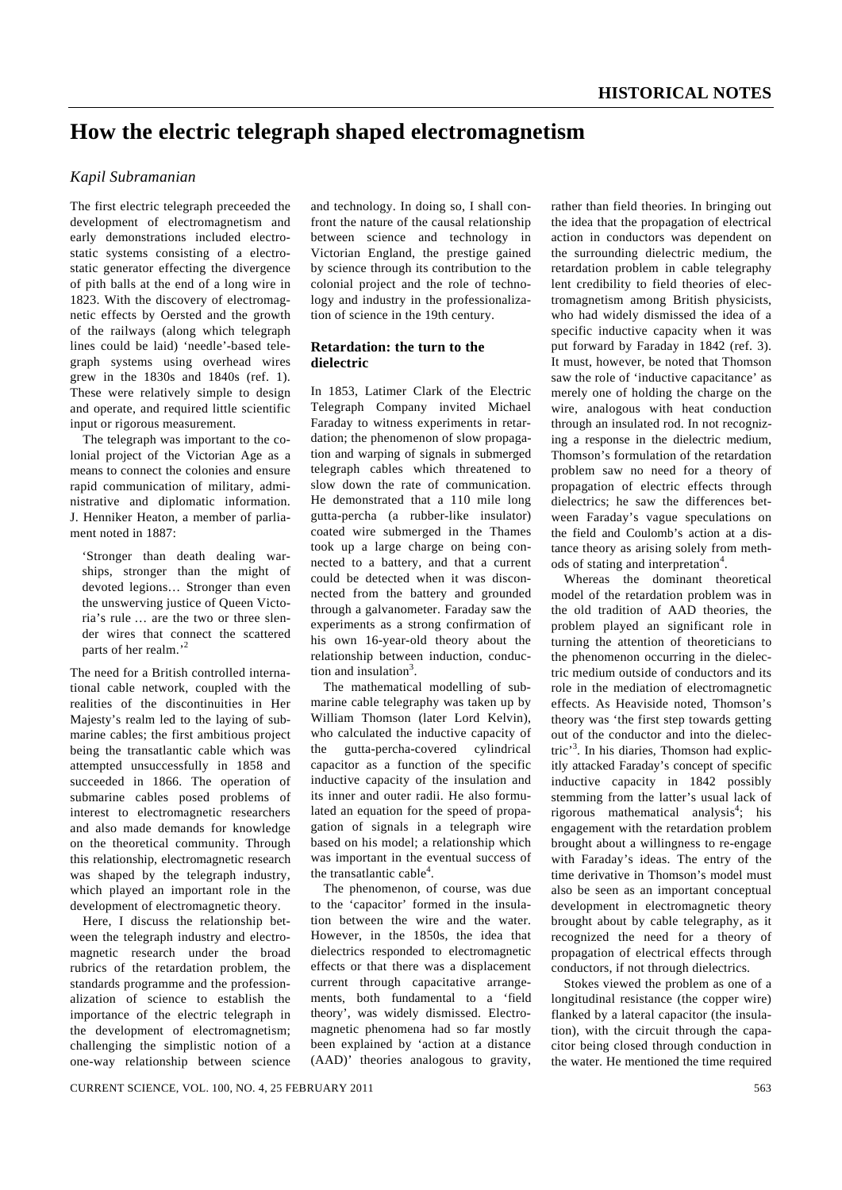# How the electric telegraph shaped electromagnetism

*Kapil Subramanian*

The first electric telegraph preceeded the development of electromagnetism and early demonstrations included electrostatic systems consisting of a electrostatic generator effecting the divergence of pith balls at the end of a long wire in 1823. With the discovery of electromagnetic effects by Oersted and the growth of the railways (along which telegraph lines could be laid) 'needle'-based telegraph systems using overhead wires grew in the 1830s and 1840s (ref. 1). These were relatively simple to design and operate, and required little scientific input or rigorous measurement.

The telegraph was important to the colonial project of the Victorian Age as a means to connect the colonies and ensure rapid communication of military, administrative and diplomatic information. J. Henniker Heaton, a member of parliament noted in 1887:

> 'Stronger than death dealing warships, stronger than the might of devoted legions… Stronger than even the unswerving justice of Queen Victoria's rule … are the two or three slender wires that connect the scattered parts of her realm.'[2]

The need for a British controlled international cable network, coupled with the realities of the discontinuities in Her Majesty's realm led to the laying of submarine cables; the first ambitious project being the transatlantic cable which was attempted unsuccessfully in 1858 and succeeded in 1866. The operation of submarine cables posed problems of interest to electromagnetic researchers and also made demands for knowledge on the theoretical community. Through this relationship, electromagnetic research was shaped by the telegraph industry, which played an important role in the development of electromagnetic theory.

Here, I discuss the relationship between the telegraph industry and electromagnetic research under the broad rubrics of the retardation problem, the standards programme and the professionalization of science to establish the importance of the electric telegraph in the development of electromagnetism; challenging the simplistic notion of a one-way relationship between science and technology. In doing so, I shall confront the nature of the causal relationship between science and technology in Victorian England, the prestige gained by science through its contribution to the colonial project and the role of technology and industry in the professionalization of science in the 19th century.

## Retardation: the turn to the dielectric

In 1853, Latimer Clark of the Electric Telegraph Company invited Michael Faraday to witness experiments in retardation; the phenomenon of slow propagation and warping of signals in submerged telegraph cables which threatened to slow down the rate of communication. He demonstrated that a 110 mile long gutta-percha (a rubber-like insulator) coated wire submerged in the Thames took up a large charge on being connected to a battery, and that a current could be detected when it was disconnected from the battery and grounded through a galvanometer. Faraday saw the experiments as a strong confirmation of his own 16-year-old theory about the relationship between induction, conduction and insulation[3].

The mathematical modelling of submarine cable telegraphy was taken up by William Thomson (later Lord Kelvin), who calculated the inductive capacity of the gutta-percha-covered cylindrical capacitor as a function of the specific inductive capacity of the insulation and its inner and outer radii. He also formulated an equation for the speed of propagation of signals in a telegraph wire based on his model; a relationship which was important in the eventual success of the transatlantic cable[4].

The phenomenon, of course, was due to the 'capacitor' formed in the insulation between the wire and the water. However, in the 1850s, the idea that dielectrics responded to electromagnetic effects or that there was a displacement current through capacitative arrangements, both fundamental to a 'field theory', was widely dismissed. Electromagnetic phenomena had so far mostly been explained by 'action at a distance (AAD)' theories analogous to gravity, rather than field theories. In bringing out the idea that the propagation of electrical action in conductors was dependent on the surrounding dielectric medium, the retardation problem in cable telegraphy lent credibility to field theories of electromagnetism among British physicists, who had widely dismissed the idea of a specific inductive capacity when it was put forward by Faraday in 1842 (ref. 3). It must, however, be noted that Thomson saw the role of 'inductive capacitance' as merely one of holding the charge on the wire, analogous with heat conduction through an insulated rod. In not recognizing a response in the dielectric medium, Thomson's formulation of the retardation problem saw no need for a theory of propagation of electric effects through dielectrics; he saw the differences between Faraday's vague speculations on the field and Coulomb's action at a distance theory as arising solely from methods of stating and interpretation[4].

Whereas the dominant theoretical model of the retardation problem was in the old tradition of AAD theories, the problem played an significant role in turning the attention of theoreticians to the phenomenon occurring in the dielectric medium outside of conductors and its role in the mediation of electromagnetic effects. As Heaviside noted, Thomson's theory was 'the first step towards getting out of the conductor and into the dielectric'[3]. In his diaries, Thomson had explicitly attacked Faraday's concept of specific inductive capacity in 1842 possibly stemming from the latter's usual lack of rigorous mathematical analysis[4]; his engagement with the retardation problem brought about a willingness to re-engage with Faraday's ideas. The entry of the time derivative in Thomson's model must also be seen as an important conceptual development in electromagnetic theory brought about by cable telegraphy, as it recognized the need for a theory of propagation of electrical effects through conductors, if not through dielectrics.

Stokes viewed the problem as one of a longitudinal resistance (the copper wire) flanked by a lateral capacitor (the insulation), with the circuit through the capacitor being closed through conduction in the water. He mentioned the time required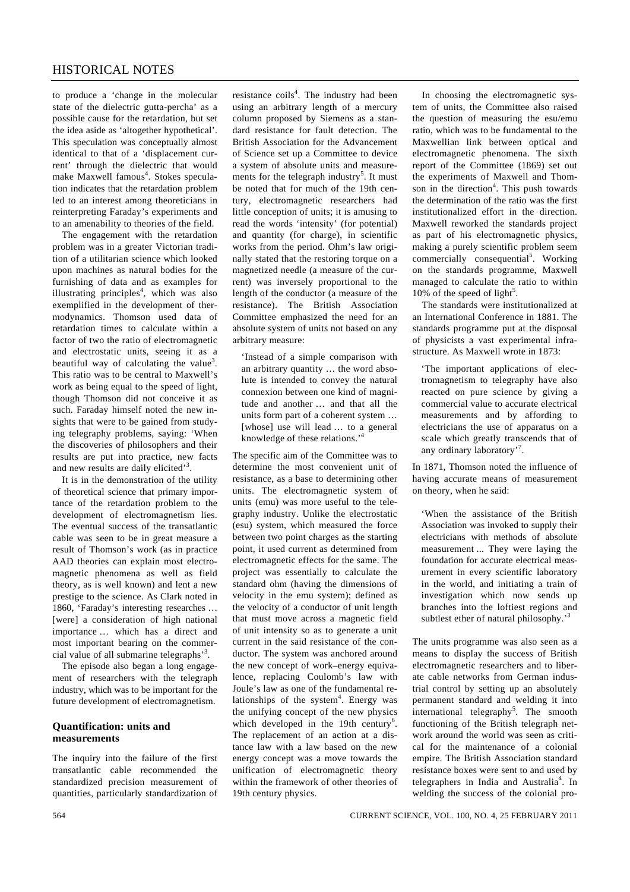to produce a 'change in the molecular state of the dielectric gutta-percha' as a possible cause for the retardation, but set the idea aside as 'altogether hypothetical'. This speculation was conceptually almost identical to that of a 'displacement current' through the dielectric that would make Maxwell famous[4]. Stokes speculation indicates that the retardation problem led to an interest among theoreticians in reinterpreting Faraday's experiments and to an amenability to theories of the field.

The engagement with the retardation problem was in a greater Victorian tradition of a utilitarian science which looked upon machines as natural bodies for the furnishing of data and as examples for illustrating principles[4], which was also exemplified in the development of thermodynamics. Thomson used data of retardation times to calculate within a factor of two the ratio of electromagnetic and electrostatic units, seeing it as a beautiful way of calculating the value[3]. This ratio was to be central to Maxwell's work as being equal to the speed of light, though Thomson did not conceive it as such. Faraday himself noted the new insights that were to be gained from studying telegraphy problems, saying: 'When the discoveries of philosophers and their results are put into practice, new facts and new results are daily elicited'[3].

It is in the demonstration of the utility of theoretical science that primary importance of the retardation problem to the development of electromagnetism lies. The eventual success of the transatlantic cable was seen to be in great measure a result of Thomson's work (as in practice AAD theories can explain most electromagnetic phenomena as well as field theory, as is well known) and lent a new prestige to the science. As Clark noted in 1860, 'Faraday's interesting researches … [were] a consideration of high national importance … which has a direct and most important bearing on the commercial value of all submarine telegraphs'[3].

The episode also began a long engagement of researchers with the telegraph industry, which was to be important for the future development of electromagnetism.

## Quantification: units and measurements

The inquiry into the failure of the first transatlantic cable recommended the standardized precision measurement of quantities, particularly standardization of resistance coils[4]. The industry had been using an arbitrary length of a mercury column proposed by Siemens as a standard resistance for fault detection. The British Association for the Advancement of Science set up a Committee to device a system of absolute units and measurements for the telegraph industry[5]. It must be noted that for much of the 19th century, electromagnetic researchers had little conception of units; it is amusing to read the words 'intensity' (for potential) and quantity (for charge), in scientific works from the period. Ohm's law originally stated that the restoring torque on a magnetized needle (a measure of the current) was inversely proportional to the length of the conductor (a measure of the resistance). The British Association Committee emphasized the need for an absolute system of units not based on any arbitrary measure:

> 'Instead of a simple comparison with an arbitrary quantity … the word absolute is intended to convey the natural connexion between one kind of magnitude and another … and that all the units form part of a coherent system … [whose] use will lead … to a general knowledge of these relations.'[4]

The specific aim of the Committee was to determine the most convenient unit of resistance, as a base to determining other units. The electromagnetic system of units (emu) was more useful to the telegraphy industry. Unlike the electrostatic (esu) system, which measured the force between two point charges as the starting point, it used current as determined from electromagnetic effects for the same. The project was essentially to calculate the standard ohm (having the dimensions of velocity in the emu system); defined as the velocity of a conductor of unit length that must move across a magnetic field of unit intensity so as to generate a unit current in the said resistance of the conductor. The system was anchored around the new concept of work–energy equivalence, replacing Coulomb's law with Joule's law as one of the fundamental relationships of the system[4]. Energy was the unifying concept of the new physics which developed in the 19th century[6]. The replacement of an action at a distance law with a law based on the new energy concept was a move towards the unification of electromagnetic theory within the framework of other theories of 19th century physics.

In choosing the electromagnetic system of units, the Committee also raised the question of measuring the esu/emu ratio, which was to be fundamental to the Maxwellian link between optical and electromagnetic phenomena. The sixth report of the Committee (1869) set out the experiments of Maxwell and Thomson in the direction[4]. This push towards the determination of the ratio was the first institutionalized effort in the direction. Maxwell reworked the standards project as part of his electromagnetic physics, making a purely scientific problem seem commercially consequential[5]. Working on the standards programme, Maxwell managed to calculate the ratio to within 10% of the speed of light[5].

The standards were institutionalized at an International Conference in 1881. The standards programme put at the disposal of physicists a vast experimental infrastructure. As Maxwell wrote in 1873:

> 'The important applications of electromagnetism to telegraphy have also reacted on pure science by giving a commercial value to accurate electrical measurements and by affording to electricians the use of apparatus on a scale which greatly transcends that of any ordinary laboratory'[7].

In 1871, Thomson noted the influence of having accurate means of measurement on theory, when he said:

> 'When the assistance of the British Association was invoked to supply their electricians with methods of absolute measurement ... They were laying the foundation for accurate electrical measurement in every scientific laboratory in the world, and initiating a train of investigation which now sends up branches into the loftiest regions and subtlest ether of natural philosophy.'[3]

The units programme was also seen as a means to display the success of British electromagnetic researchers and to liberate cable networks from German industrial control by setting up an absolutely permanent standard and welding it into international telegraphy[5]. The smooth functioning of the British telegraph network around the world was seen as critical for the maintenance of a colonial empire. The British Association standard resistance boxes were sent to and used by telegraphers in India and Australia[4]. In welding the success of the colonial pro-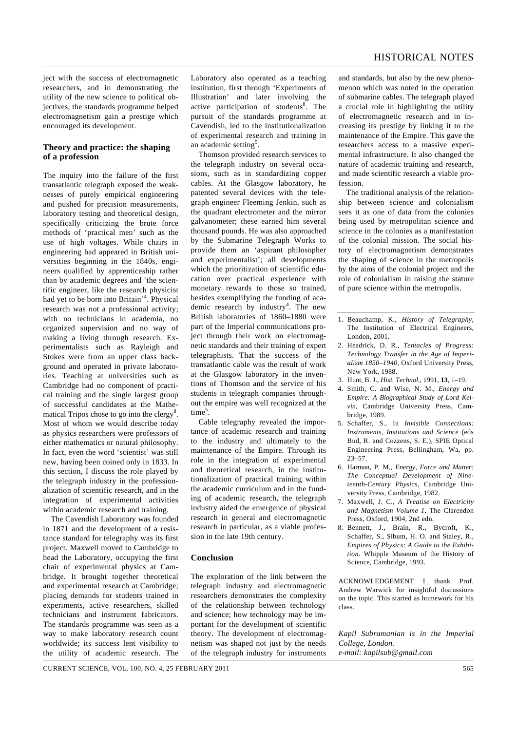ject with the success of electromagnetic researchers, and in demonstrating the utility of the new science to political objectives, the standards programme helped electromagnetism gain a prestige which encouraged its development.

## Theory and practice: the shaping of a profession

The inquiry into the failure of the first transatlantic telegraph exposed the weaknesses of purely empirical engineering and pushed for precision measurements, laboratory testing and theoretical design, specifically criticizing the brute force methods of 'practical men' such as the use of high voltages. While chairs in engineering had appeared in British universities beginning in the 1840s, engineers qualified by apprenticeship rather than by academic degrees and 'the scientific engineer, like the research physicist had yet to be born into Britain'[4]. Physical research was not a professional activity; with no technicians in academia, no organized supervision and no way of making a living through research. Experimentalists such as Rayleigh and Stokes were from an upper class background and operated in private laboratories. Teaching at universities such as Cambridge had no component of practical training and the single largest group of successful candidates at the Mathematical Tripos chose to go into the clergy[8]. Most of whom we would describe today as physics researchers were professors of either mathematics or natural philosophy. In fact, even the word 'scientist' was still new, having been coined only in 1833. In this section, I discuss the role played by the telegraph industry in the professionalization of scientific research, and in the integration of experimental activities within academic research and training.

The Cavendish Laboratory was founded in 1871 and the development of a resistance standard for telegraphy was its first project. Maxwell moved to Cambridge to head the Laboratory, occupying the first chair of experimental physics at Cambridge. It brought together theoretical and experimental research at Cambridge; placing demands for students trained in experiments, active researchers, skilled technicians and instrument fabricators. The standards programme was seen as a way to make laboratory research count worldwide; its success lent visibility to the utility of academic research. The Laboratory also operated as a teaching institution, first through 'Experiments of Illustration' and later involving the active participation of students[8]. The pursuit of the standards programme at Cavendish, led to the institutionalization of experimental research and training in an academic setting[5].

Thomson provided research services to the telegraph industry on several occasions, such as in standardizing copper cables. At the Glasgow laboratory, he patented several devices with the telegraph engineer Fleeming Jenkin, such as the quadrant electrometer and the mirror galvanometer; these earned him several thousand pounds. He was also approached by the Submarine Telegraph Works to provide them an 'aspirant philosopher and experimentalist'; all developments which the prioritization of scientific education over practical experience with monetary rewards to those so trained, besides exemplifying the funding of academic research by industry[4]. The new British laboratories of 1860–1880 were part of the Imperial communications project through their work on electromagnetic standards and their training of expert telegraphists. That the success of the transatlantic cable was the result of work at the Glasgow laboratory in the inventions of Thomson and the service of his students in telegraph companies throughout the empire was well recognized at the time[5].

Cable telegraphy revealed the importance of academic research and training to the industry and ultimately to the maintenance of the Empire. Through its role in the integration of experimental and theoretical research, in the institutionalization of practical training within the academic curriculum and in the funding of academic research, the telegraph industry aided the emergence of physical research in general and electromagnetic research in particular, as a viable profession in the late 19th century.

## Conclusion

The exploration of the link between the telegraph industry and electromagnetic researchers demonstrates the complexity of the relationship between technology and science; how technology may be important for the development of scientific theory. The development of electromagnetism was shaped not just by the needs of the telegraph industry for instruments and standards, but also by the new phenomenon which was noted in the operation of submarine cables. The telegraph played a crucial role in highlighting the utility of electromagnetic research and in increasing its prestige by linking it to the maintenance of the Empire. This gave the researchers access to a massive experimental infrastructure. It also changed the nature of academic training and research, and made scientific research a viable profession.

The traditional analysis of the relationship between science and colonialism sees it as one of data from the colonies being used by metropolitan science and science in the colonies as a manifestation of the colonial mission. The social history of electromagnetism demonstrates the shaping of science in the metropolis by the aims of the colonial project and the role of colonialism in raising the stature of pure science within the metropolis.

1. Beauchamp, K., *History of Telegraphy*, The Institution of Electrical Engineers, London, 2001.
2. Headrick, D. R., *Tentacles of Progress: Technology Transfer in the Age of Imperialism 1850–1940*, Oxford University Press, New York, 1988.
3. Hunt, B. J., *Hist. Technol*., 1991, **13**, 1–19.
4. Smith, C. and Wise, N. M., *Energy and Empire: A Biographical Study of Lord Kelvin*, Cambridge University Press, Cambridge, 1989.
5. Schaffer, S., In *Invisible Connections: Instruments, Institutions and Science* (eds Bud, R. and Cozzens, S. E.), SPIE Optical Engineering Press, Bellingham, Wa, pp. 23–57.
6. Harman, P. M., *Energy, Force and Matter: The Conceptual Development of Nineteenth-Century Physics*, Cambridge University Press, Cambridge, 1982.
7. Maxwell, J. C., *A Treatise on Electricity and Magnetism Volume 1*, The Clarendon Press, Oxford, 1904, 2nd edn.
8. Bennett, J., Brain, R., Bycroft, K., Schaffer, S., Sibum, H. O. and Staley, R., *Empires of Physics: A Guide to the Exhibition*. Whipple Museum of the History of Science, Cambridge, 1993.

ACKNOWLEDGEMENT. I thank Prof. Andrew Warwick for insightful discussions on the topic. This started as homework for his class.

*Kapil Subramanian is in the Imperial College, London.*
*e-mail: kapilsub@gmail.com*